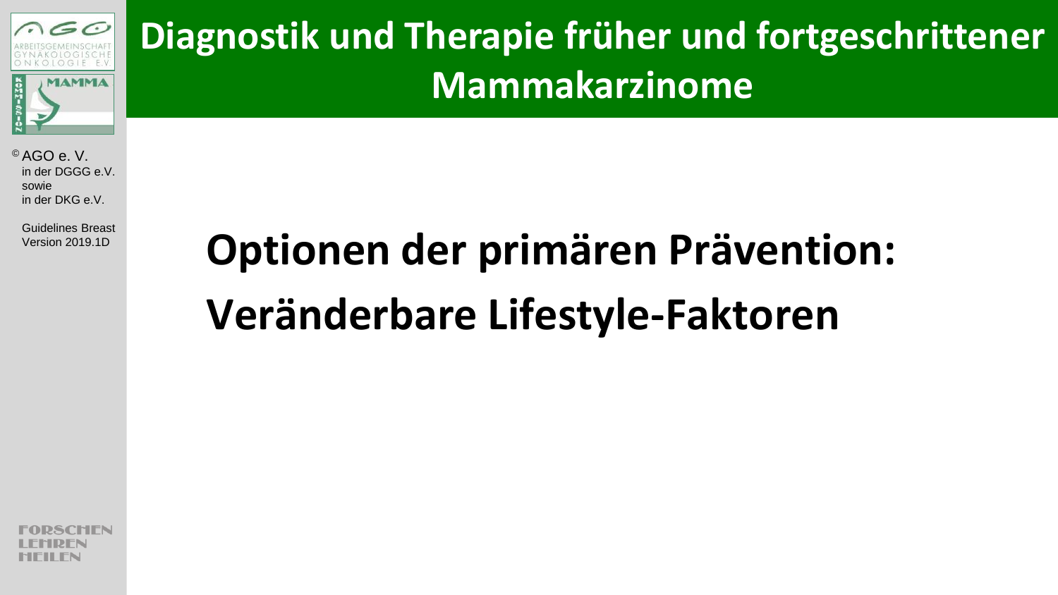# Diagnostik und Therapie früher und fortgeschrittener Mammakarzinome

© AGO e. V.
in der DGGG e.V.
sowie
in der DKG e.V.

Guidelines Breast
Version 2019.1D

## Optionen der primären Prävention: Veränderbare Lifestyle-Faktoren

FORSCHEN
LEHREN
HEILEN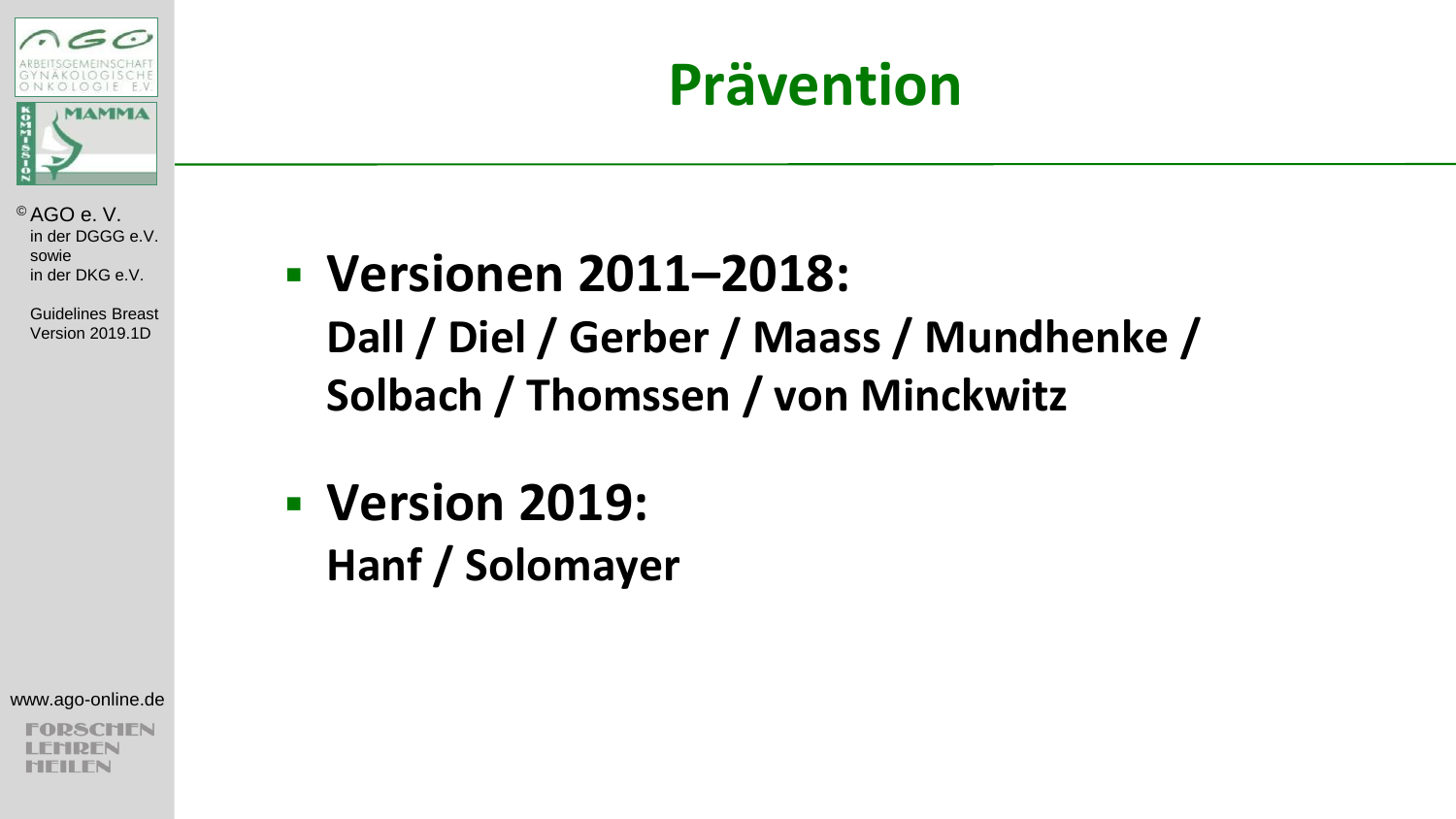# Prävention

- **Versionen 2011–2018:**
  **Dall / Diel / Gerber / Maass / Mundhenke / Solbach / Thomssen / von Minckwitz**

- **Version 2019:**
  **Hanf / Solomayer**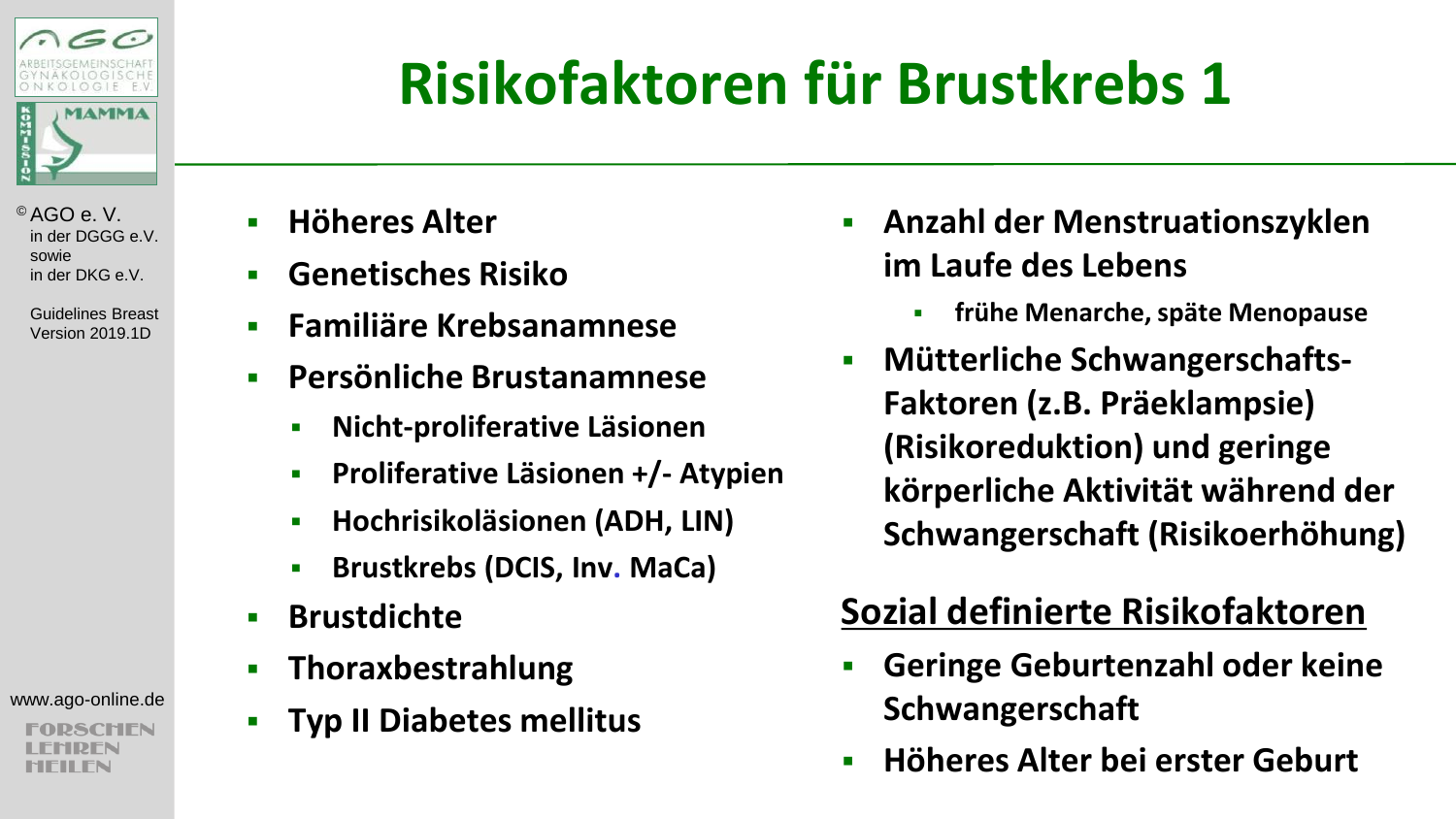# Risikofaktoren für Brustkrebs 1

- **Höheres Alter**
- **Genetisches Risiko**
- **Familiäre Krebsanamnese**
- **Persönliche Brustanamnese**
  - **Nicht-proliferative Läsionen**
  - **Proliferative Läsionen +/- Atypien**
  - **Hochrisikoläsionen (ADH, LIN)**
  - **Brustkrebs (DCIS, Inv. MaCa)**
- **Brustdichte**
- **Thoraxbestrahlung**
- **Typ II Diabetes mellitus**

- **Anzahl der Menstruationszyklen im Laufe des Lebens**
  - **frühe Menarche, späte Menopause**
- **Mütterliche Schwangerschafts-Faktoren (z.B. Präeklampsie) (Risikoreduktion) und geringe körperliche Aktivität während der Schwangerschaft (Risikoerhöhung)**

## Sozial definierte Risikofaktoren

- **Geringe Geburtenzahl oder keine Schwangerschaft**
- **Höheres Alter bei erster Geburt**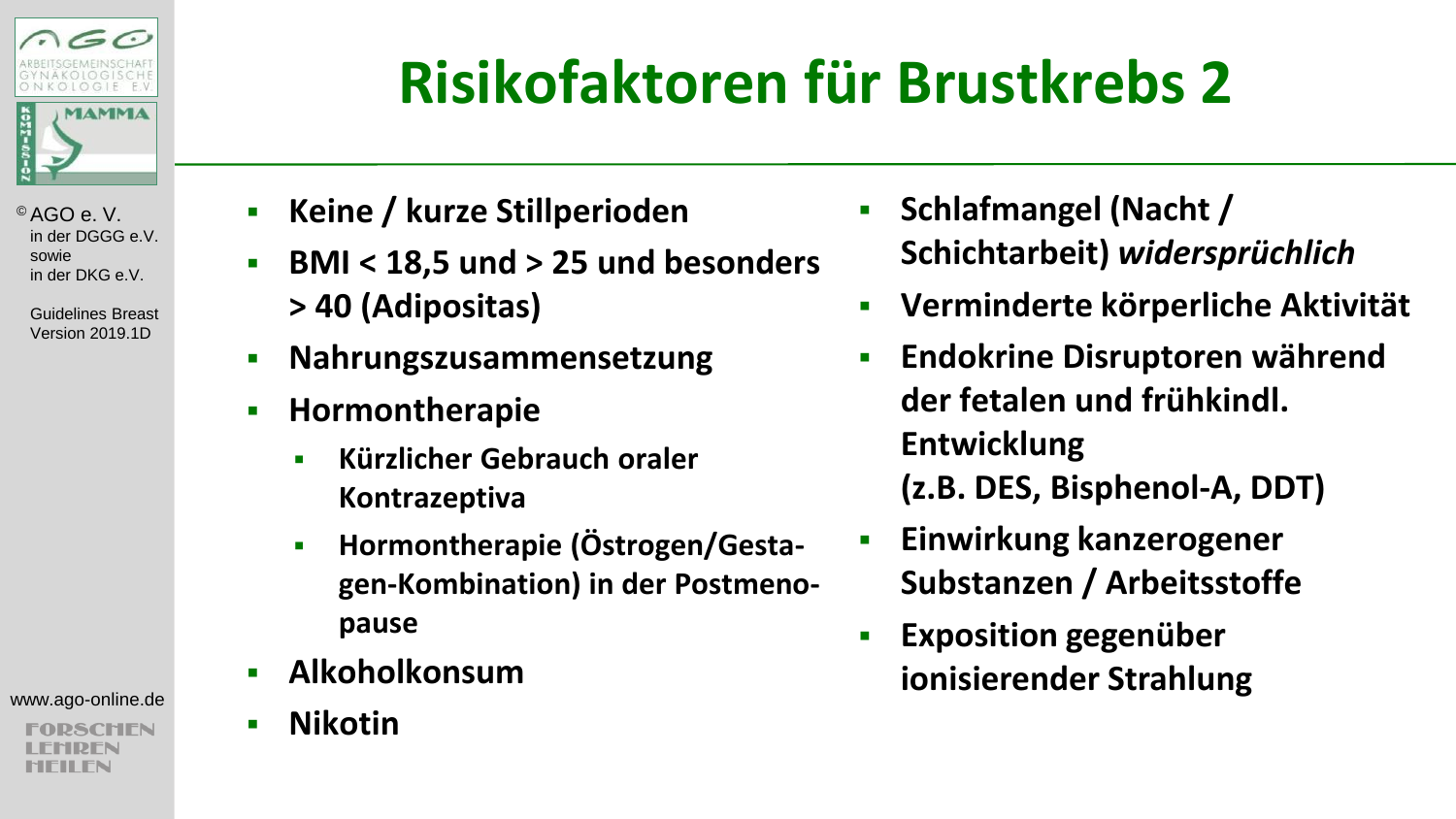# Risikofaktoren für Brustkrebs 2

- Keine / kurze Stillperioden
- BMI < 18,5 und > 25 und besonders > 40 (Adipositas)
- Nahrungszusammensetzung
- Hormontherapie
  - Kürzlicher Gebrauch oraler Kontrazeptiva
  - Hormontherapie (Östrogen/Gestagen-Kombination) in der Postmenopause
- Alkoholkonsum
- Nikotin
- Schlafmangel (Nacht / Schichtarbeit) *widersprüchlich*
- Verminderte körperliche Aktivität
- Endokrine Disruptoren während der fetalen und frühkindl. Entwicklung (z.B. DES, Bisphenol-A, DDT)
- Einwirkung kanzerogener Substanzen / Arbeitsstoffe
- Exposition gegenüber ionisierender Strahlung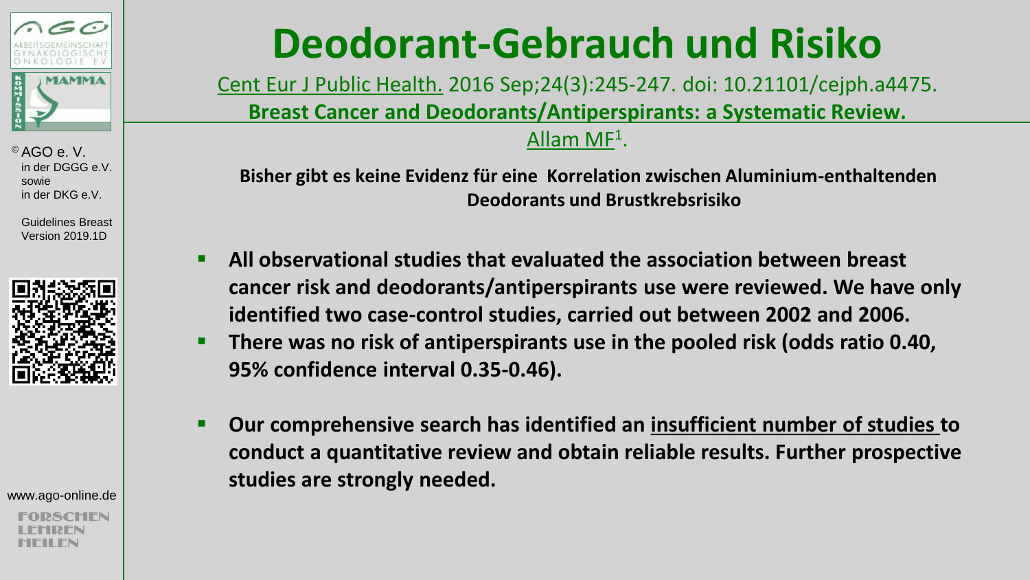# Deodorant-Gebrauch und Risiko

Cent Eur J Public Health. 2016 Sep;24(3):245-247. doi: 10.21101/cejph.a4475.

**Breast Cancer and Deodorants/Antiperspirants: a Systematic Review.**

Allam MF[1].

**Bisher gibt es keine Evidenz für eine Korrelation zwischen Aluminium-enthaltenden Deodorants und Brustkrebsrisiko**

- **All observational studies that evaluated the association between breast cancer risk and deodorants/antiperspirants use were reviewed. We have only identified two case-control studies, carried out between 2002 and 2006.**
- **There was no risk of antiperspirants use in the pooled risk (odds ratio 0.40, 95% confidence interval 0.35-0.46).**
- **Our comprehensive search has identified an insufficient number of studies to conduct a quantitative review and obtain reliable results. Further prospective studies are strongly needed.**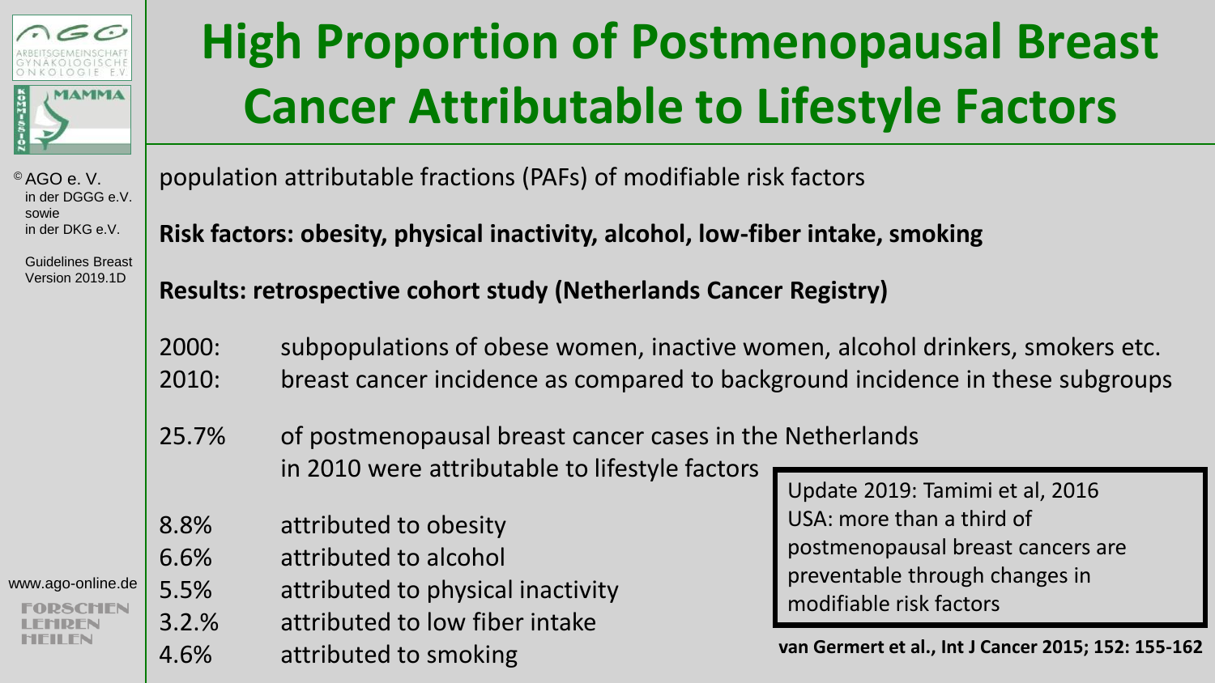# High Proportion of Postmenopausal Breast Cancer Attributable to Lifestyle Factors

population attributable fractions (PAFs) of modifiable risk factors

**Risk factors: obesity, physical inactivity, alcohol, low-fiber intake, smoking**

**Results: retrospective cohort study (Netherlands Cancer Registry)**

2000: subpopulations of obese women, inactive women, alcohol drinkers, smokers etc.
2010: breast cancer incidence as compared to background incidence in these subgroups

25.7% of postmenopausal breast cancer cases in the Netherlands in 2010 were attributable to lifestyle factors

- 8.8% attributed to obesity
- 6.6% attributed to alcohol
- 5.5% attributed to physical inactivity
- 3.2.% attributed to low fiber intake
- 4.6% attributed to smoking

Update 2019: Tamimi et al, 2016
USA: more than a third of postmenopausal breast cancers are preventable through changes in modifiable risk factors

**van Germert et al., Int J Cancer 2015; 152: 155-162**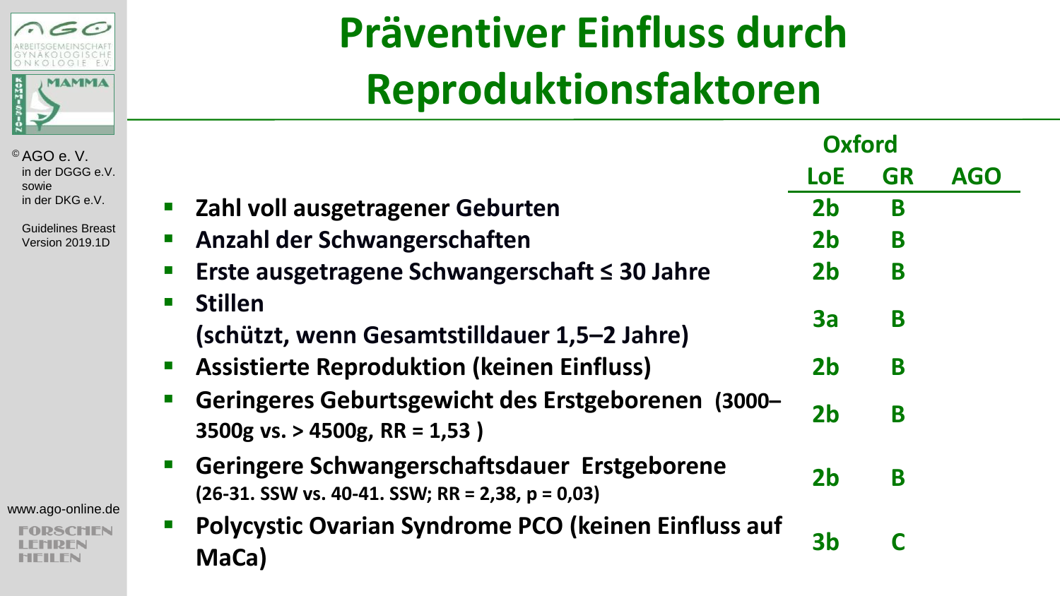# Präventiver Einfluss durch Reproduktionsfaktoren

| | Oxford LoE | Oxford GR | AGO |
|---|---|---|---|
| Zahl voll ausgetragener Geburten | 2b | B | |
| Anzahl der Schwangerschaften | 2b | B | |
| Erste ausgetragene Schwangerschaft ≤ 30 Jahre | 2b | B | |
| Stillen (schützt, wenn Gesamtstilldauer 1,5–2 Jahre) | 3a | B | |
| Assistierte Reproduktion (keinen Einfluss) | 2b | B | |
| Geringeres Geburtsgewicht des Erstgeborenen (3000–3500g vs. > 4500g, RR = 1,53 ) | 2b | B | |
| Geringere Schwangerschaftsdauer Erstgeborene (26-31. SSW vs. 40-41. SSW; RR = 2,38, p = 0,03) | 2b | B | |
| Polycystic Ovarian Syndrome PCO (keinen Einfluss auf MaCa) | 3b | C | |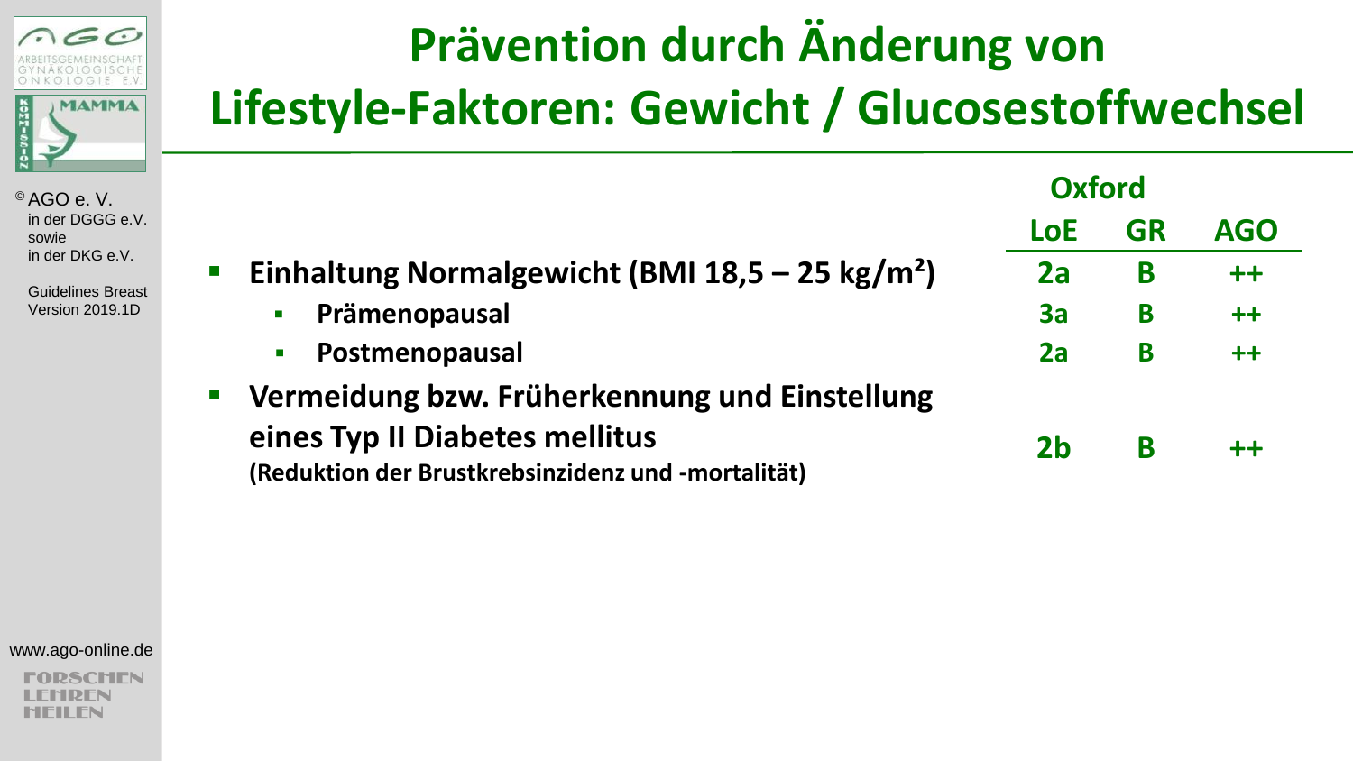# Prävention durch Änderung von Lifestyle-Faktoren: Gewicht / Glucosestoffwechsel

| | Oxford LoE | Oxford GR | AGO |
|---|---|---|---|
| **Einhaltung Normalgewicht (BMI 18,5 – 25 kg/m²)** | 2a | B | ++ |
| ▪ **Prämenopausal** | 3a | B | ++ |
| ▪ **Postmenopausal** | 2a | B | ++ |
| **Vermeidung bzw. Früherkennung und Einstellung eines Typ II Diabetes mellitus** **(Reduktion der Brustkrebsinzidenz und -mortalität)** | 2b | B | ++ |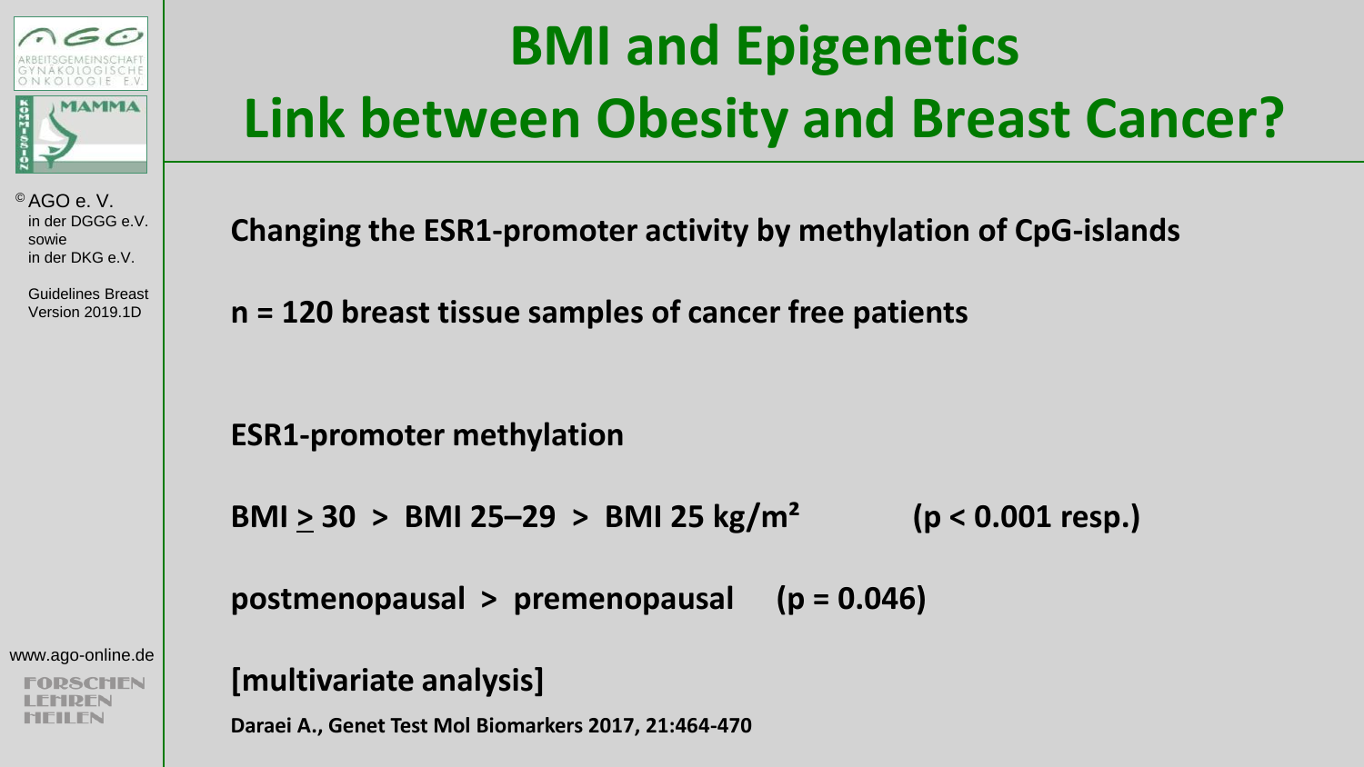# BMI and Epigenetics
# Link between Obesity and Breast Cancer?

**Changing the ESR1-promoter activity by methylation of CpG-islands**

**n = 120 breast tissue samples of cancer free patients**

**ESR1-promoter methylation**

**BMI $\geq$ 30 > BMI 25–29 > BMI 25 kg/m²** **($p < 0.001$ resp.)**

**postmenopausal > premenopausal** **($p = 0.046$)**

**[multivariate analysis]**

**Daraei A., Genet Test Mol Biomarkers 2017, 21:464-470**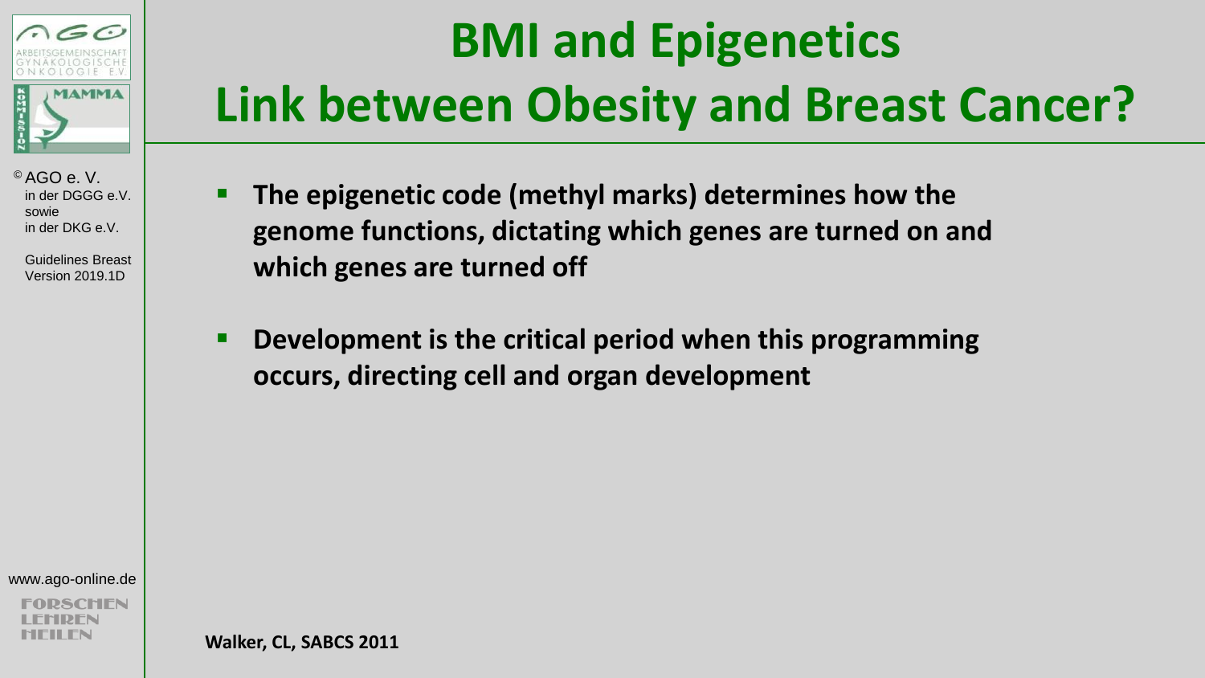# BMI and Epigenetics
# Link between Obesity and Breast Cancer?

- **The epigenetic code (methyl marks) determines how the genome functions, dictating which genes are turned on and which genes are turned off**
- **Development is the critical period when this programming occurs, directing cell and organ development**

**Walker, CL, SABCS 2011**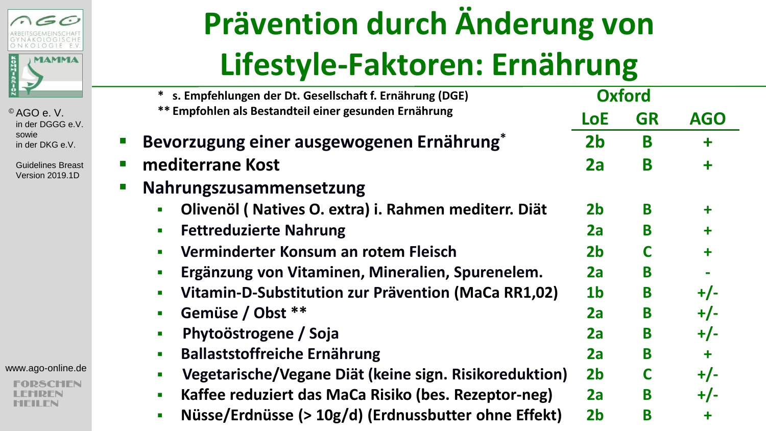# Prävention durch Änderung von Lifestyle-Faktoren: Ernährung

\* s. Empfehlungen der Dt. Gesellschaft f. Ernährung (DGE)
\*\* Empfohlen als Bestandteil einer gesunden Ernährung

| | Oxford LoE | Oxford GR | AGO |
|---|---|---|---|
| Bevorzugung einer ausgewogenen Ernährung* | 2b | B | + |
| mediterrane Kost | 2a | B | + |
| Nahrungszusammensetzung | | | |
| – Olivenöl ( Natives O. extra) i. Rahmen mediterr. Diät | 2b | B | + |
| – Fettreduzierte Nahrung | 2a | B | + |
| – Verminderter Konsum an rotem Fleisch | 2b | C | + |
| – Ergänzung von Vitaminen, Mineralien, Spurenelem. | 2a | B | - |
| – Vitamin-D-Substitution zur Prävention (MaCa RR1,02) | 1b | B | +/- |
| – Gemüse / Obst ** | 2a | B | +/- |
| – Phytoöstrogene / Soja | 2a | B | +/- |
| – Ballaststoffreiche Ernährung | 2a | B | + |
| – Vegetarische/Vegane Diät (keine sign. Risikoreduktion) | 2b | C | +/- |
| – Kaffee reduziert das MaCa Risiko (bes. Rezeptor-neg) | 2a | B | +/- |
| – Nüsse/Erdnüsse (> 10g/d) (Erdnussbutter ohne Effekt) | 2b | B | + |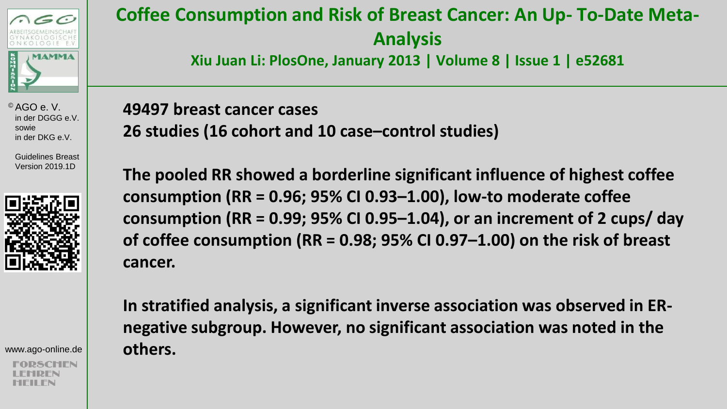# Coffee Consumption and Risk of Breast Cancer: An Up- To-Date Meta-Analysis

**Xiu Juan Li: PlosOne, January 2013 | Volume 8 | Issue 1 | e52681**

**49497 breast cancer cases**
**26 studies (16 cohort and 10 case–control studies)**

**The pooled RR showed a borderline significant influence of highest coffee consumption (RR = 0.96; 95% CI 0.93–1.00), low-to moderate coffee consumption (RR = 0.99; 95% CI 0.95–1.04), or an increment of 2 cups/ day of coffee consumption (RR = 0.98; 95% CI 0.97–1.00) on the risk of breast cancer.**

**In stratified analysis, a significant inverse association was observed in ER-negative subgroup. However, no significant association was noted in the others.**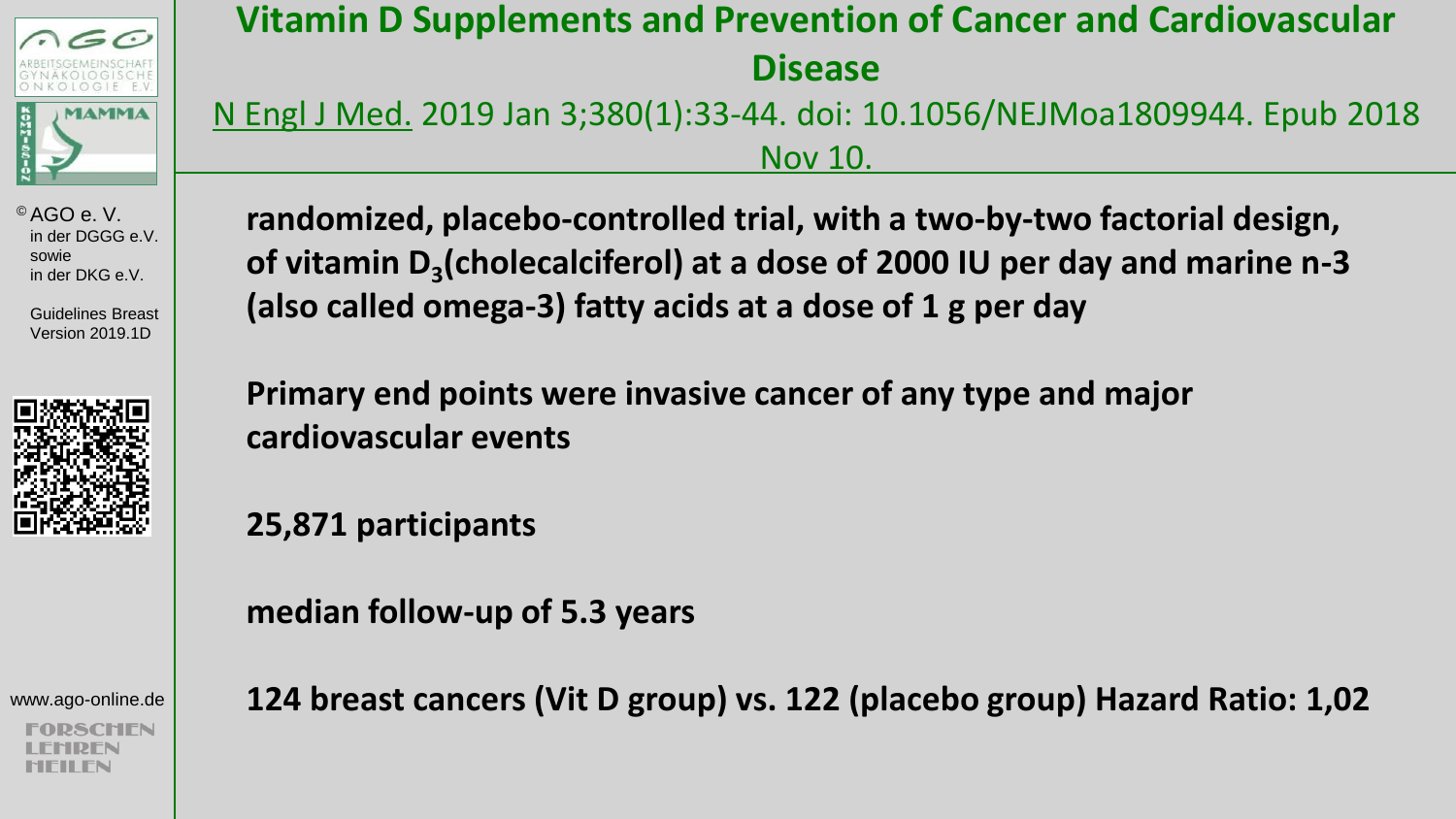# Vitamin D Supplements and Prevention of Cancer and Cardiovascular Disease

N Engl J Med. 2019 Jan 3;380(1):33-44. doi: 10.1056/NEJMoa1809944. Epub 2018 Nov 10.

**randomized, placebo-controlled trial, with a two-by-two factorial design, of vitamin $D_3$(cholecalciferol) at a dose of 2000 IU per day and marine n-3 (also called omega-3) fatty acids at a dose of 1 g per day**

**Primary end points were invasive cancer of any type and major cardiovascular events**

**25,871 participants**

**median follow-up of 5.3 years**

**124 breast cancers (Vit D group) vs. 122 (placebo group) Hazard Ratio: 1,02**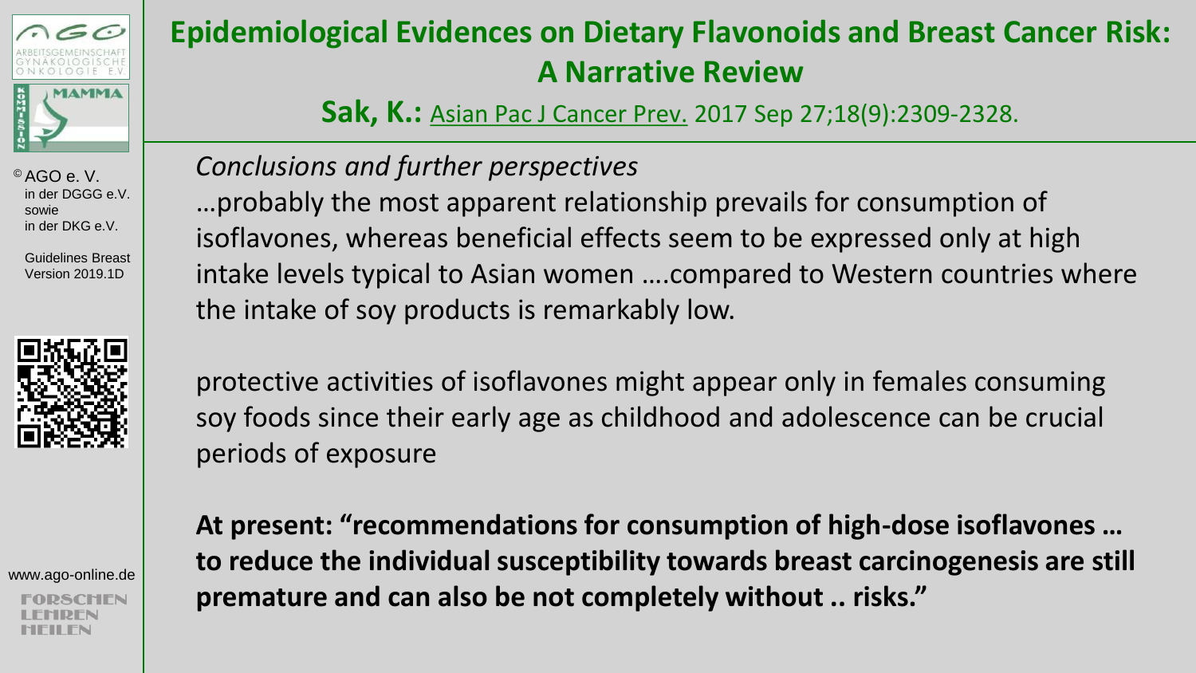# Epidemiological Evidences on Dietary Flavonoids and Breast Cancer Risk: A Narrative Review

**Sak, K.:** Asian Pac J Cancer Prev. 2017 Sep 27;18(9):2309-2328.

*Conclusions and further perspectives*

…probably the most apparent relationship prevails for consumption of isoflavones, whereas beneficial effects seem to be expressed only at high intake levels typical to Asian women ….compared to Western countries where the intake of soy products is remarkably low.

protective activities of isoflavones might appear only in females consuming soy foods since their early age as childhood and adolescence can be crucial periods of exposure

**At present: "recommendations for consumption of high-dose isoflavones … to reduce the individual susceptibility towards breast carcinogenesis are still premature and can also be not completely without .. risks."**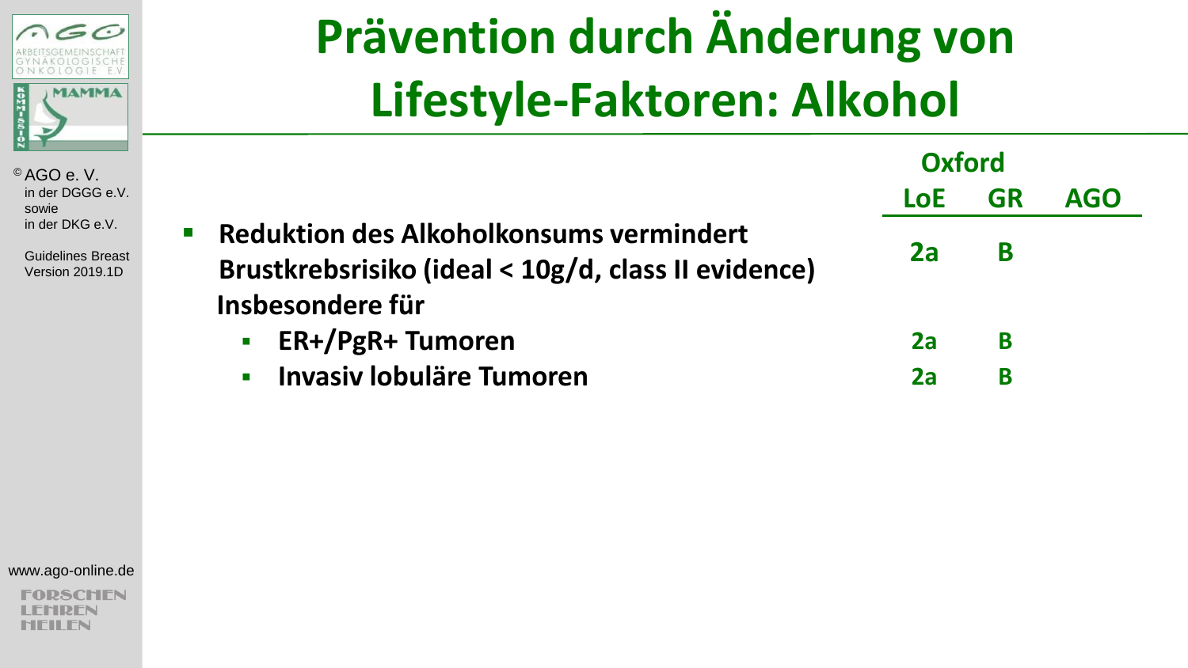# Prävention durch Änderung von Lifestyle-Faktoren: Alkohol

| | Oxford LoE | Oxford GR | AGO |
|---|---|---|---|
| Reduktion des Alkoholkonsums vermindert Brustkrebsrisiko (ideal < 10g/d, class II evidence) | 2a | B | |
| Insbesondere für | | | |
| ER+/PgR+ Tumoren | 2a | B | |
| Invasiv lobuläre Tumoren | 2a | B | |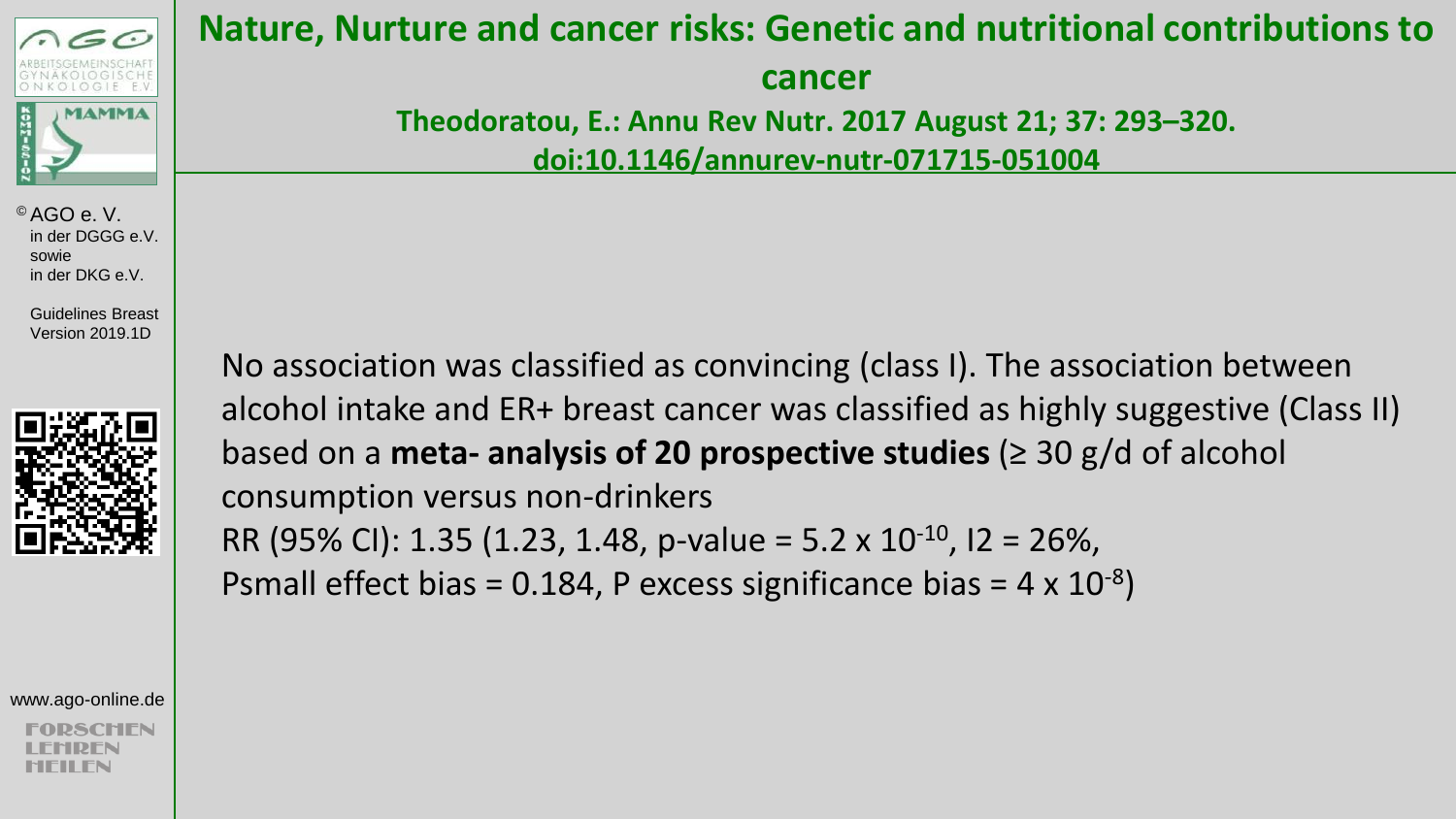# Nature, Nurture and cancer risks: Genetic and nutritional contributions to cancer

**Theodoratou, E.: Annu Rev Nutr. 2017 August 21; 37: 293–320. doi:10.1146/annurev-nutr-071715-051004**

No association was classified as convincing (class I). The association between alcohol intake and ER+ breast cancer was classified as highly suggestive (Class II) based on a **meta- analysis of 20 prospective studies** (≥ 30 g/d of alcohol consumption versus non-drinkers
RR (95% CI): 1.35 (1.23, 1.48, p-value = $5.2 \times 10^{-10}$, I2 = 26%,
Psmall effect bias = 0.184, P excess significance bias = $4 \times 10^{-8}$)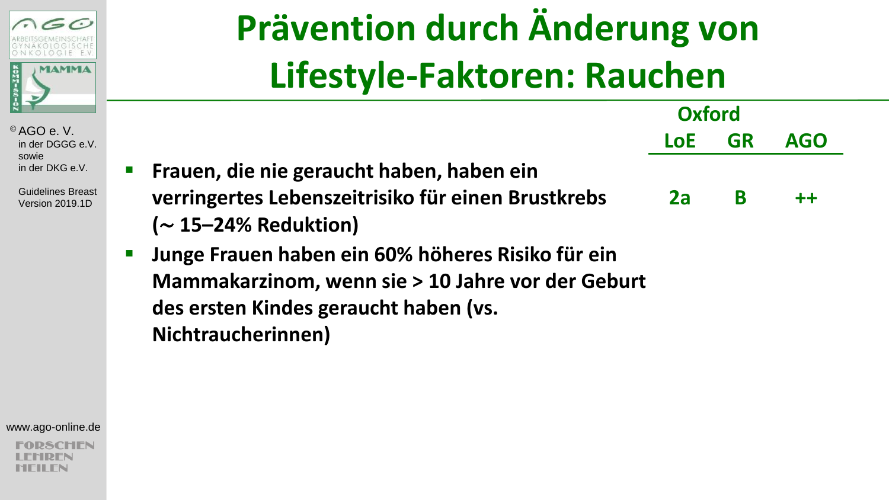# Prävention durch Änderung von Lifestyle-Faktoren: Rauchen

| | Oxford LoE | Oxford GR | AGO |
|---|---|---|---|
| Frauen, die nie geraucht haben, haben ein verringertes Lebenszeitrisiko für einen Brustkrebs (∼ 15–24% Reduktion) | 2a | B | ++ |
| Junge Frauen haben ein 60% höheres Risiko für ein Mammakarzinom, wenn sie > 10 Jahre vor der Geburt des ersten Kindes geraucht haben (vs. Nichtraucherinnen) | | | |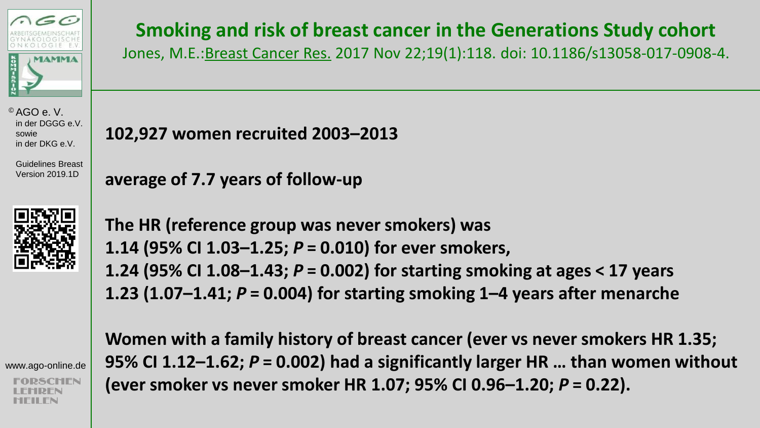# Smoking and risk of breast cancer in the Generations Study cohort

Jones, M.E.: Breast Cancer Res. 2017 Nov 22;19(1):118. doi: 10.1186/s13058-017-0908-4.

**102,927 women recruited 2003–2013**

**average of 7.7 years of follow-up**

**The HR (reference group was never smokers) was**
**1.14 (95% CI 1.03–1.25; *P* = 0.010) for ever smokers,**
**1.24 (95% CI 1.08–1.43; *P* = 0.002) for starting smoking at ages < 17 years**
**1.23 (1.07–1.41; *P* = 0.004) for starting smoking 1–4 years after menarche**

**Women with a family history of breast cancer (ever vs never smokers HR 1.35; 95% CI 1.12–1.62; *P* = 0.002) had a significantly larger HR … than women without (ever smoker vs never smoker HR 1.07; 95% CI 0.96–1.20; *P* = 0.22).**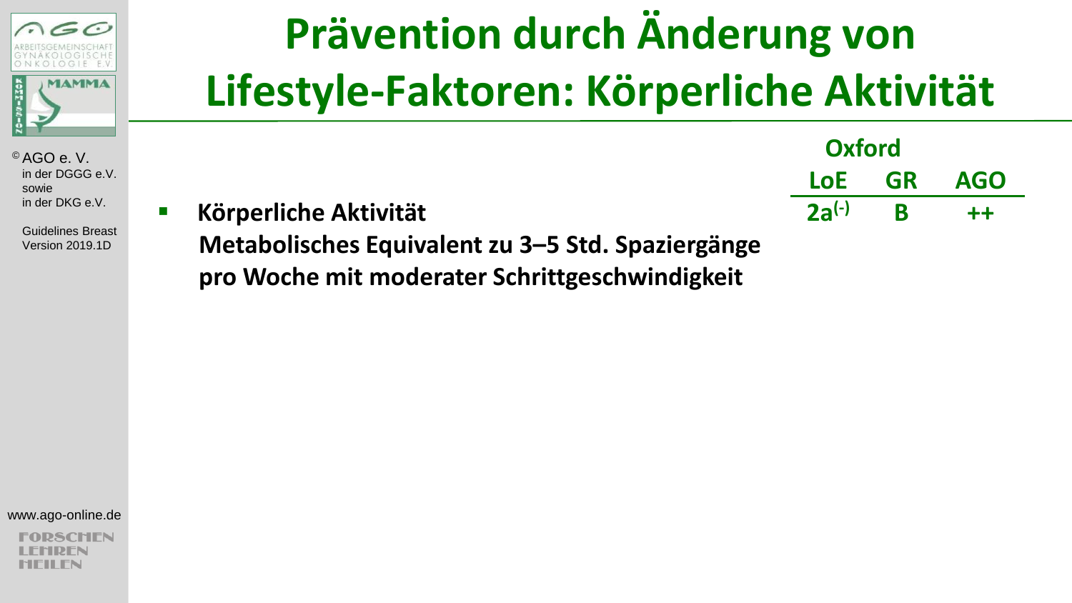# Prävention durch Änderung von Lifestyle-Faktoren: Körperliche Aktivität

| | Oxford LoE | GR | AGO |
|---|---|---|---|
| **Körperliche Aktivität** Metabolisches Equivalent zu 3–5 Std. Spaziergänge pro Woche mit moderater Schrittgeschwindigkeit | 2a(-) | B | ++ |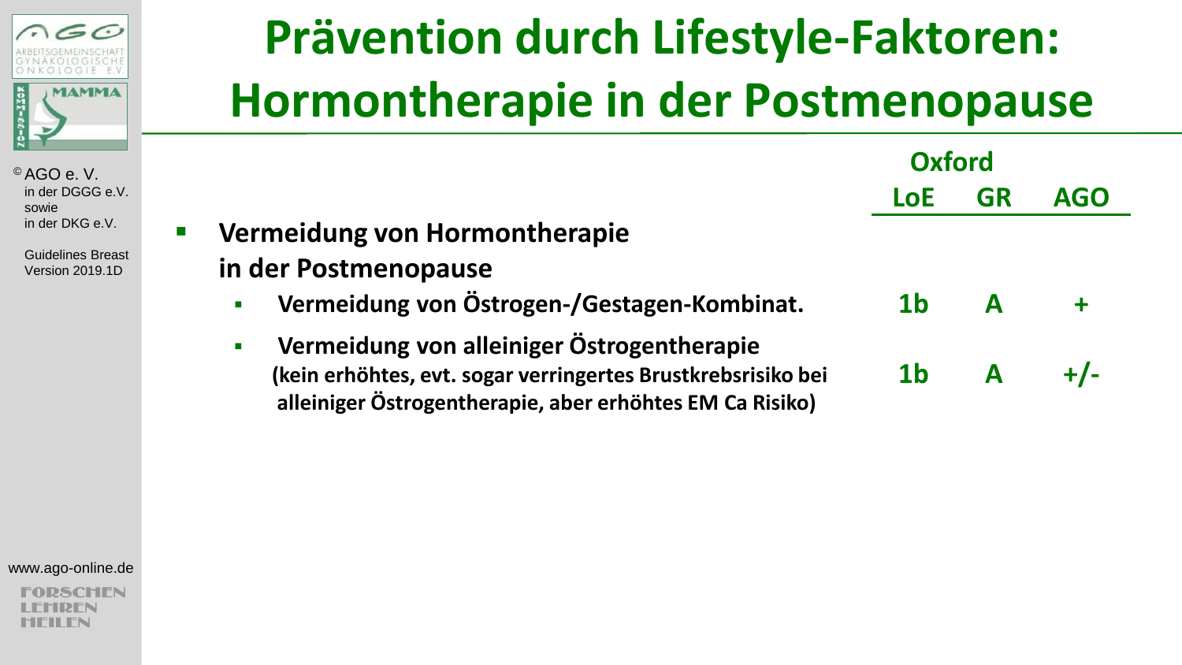# Prävention durch Lifestyle-Faktoren: Hormontherapie in der Postmenopause

| | Oxford LoE | Oxford GR | AGO |
|---|---|---|---|
| **Vermeidung von Hormontherapie in der Postmenopause** | | | |
| ▪ **Vermeidung von Östrogen-/Gestagen-Kombinat.** | **1b** | **A** | **+** |
| ▪ **Vermeidung von alleiniger Östrogentherapie** **(kein erhöhtes, evt. sogar verringertes Brustkrebsrisiko bei alleiniger Östrogentherapie, aber erhöhtes EM Ca Risiko)** | **1b** | **A** | **+/-** |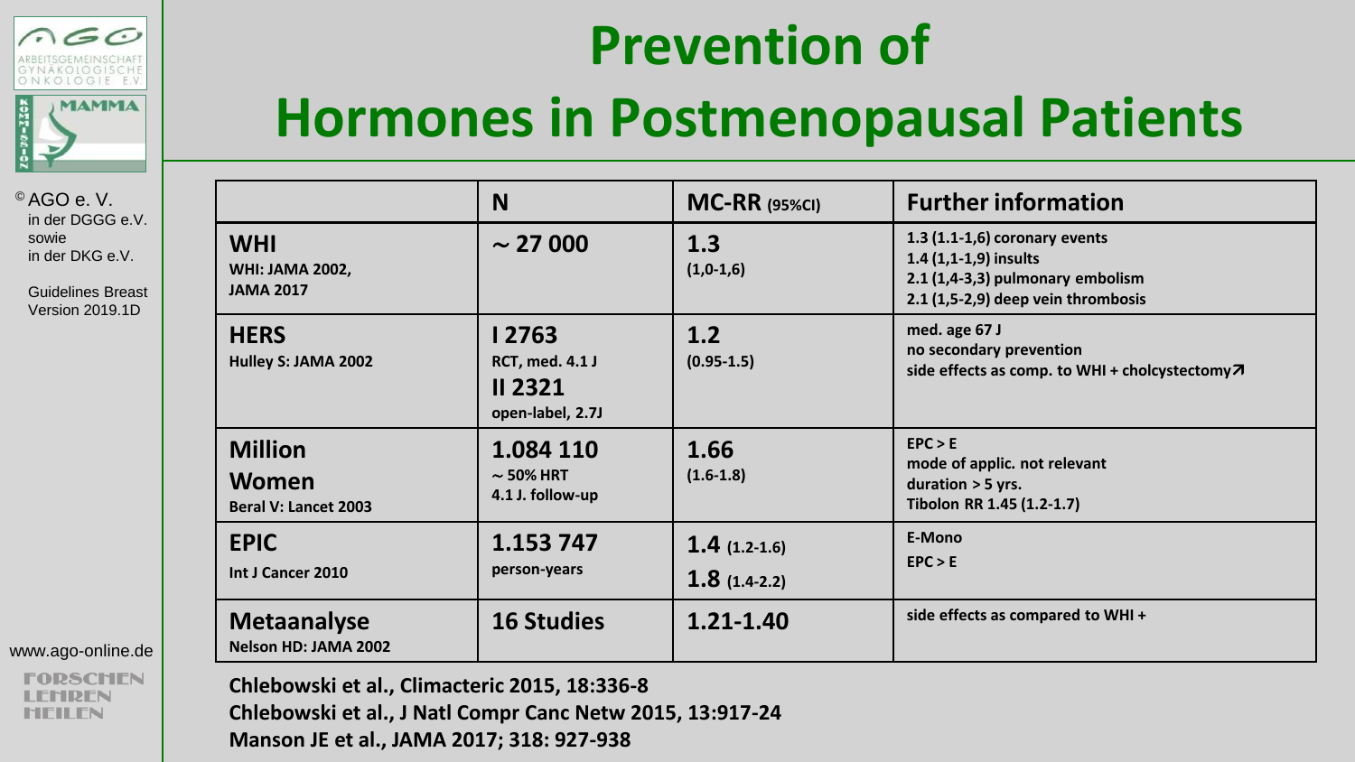# Prevention of Hormones in Postmenopausal Patients

| | N | MC-RR (95%CI) | Further information |
|---|---|---|---|
| **WHI**<br>WHI: JAMA 2002, JAMA 2017 | **~ 27 000** | **1.3**<br>(1,0-1,6) | 1.3 (1.1-1,6) coronary events<br>1.4 (1,1-1,9) insults<br>2.1 (1,4-3,3) pulmonary embolism<br>2.1 (1,5-2,9) deep vein thrombosis |
| **HERS**<br>Hulley S: JAMA 2002 | **I 2763**<br>RCT, med. 4.1 J<br>**II 2321**<br>open-label, 2.7J | **1.2**<br>(0.95-1.5) | med. age 67 J<br>no secondary prevention<br>side effects as comp. to WHI + cholcystectomy↗ |
| **Million Women**<br>Beral V: Lancet 2003 | **1.084 110**<br>~ 50% HRT<br>4.1 J. follow-up | **1.66**<br>(1.6-1.8) | EPC > E<br>mode of applic. not relevant<br>duration > 5 yrs.<br>Tibolon RR 1.45 (1.2-1.7) |
| **EPIC**<br>Int J Cancer 2010 | **1.153 747**<br>person-years | **1.4** (1.2-1.6)<br>**1.8** (1.4-2.2) | E-Mono<br>EPC > E |
| **Metaanalyse**<br>Nelson HD: JAMA 2002 | **16 Studies** | **1.21-1.40** | side effects as compared to WHI + |

Chlebowski et al., Climacteric 2015, 18:336-8
Chlebowski et al., J Natl Compr Canc Netw 2015, 13:917-24
Manson JE et al., JAMA 2017; 318: 927-938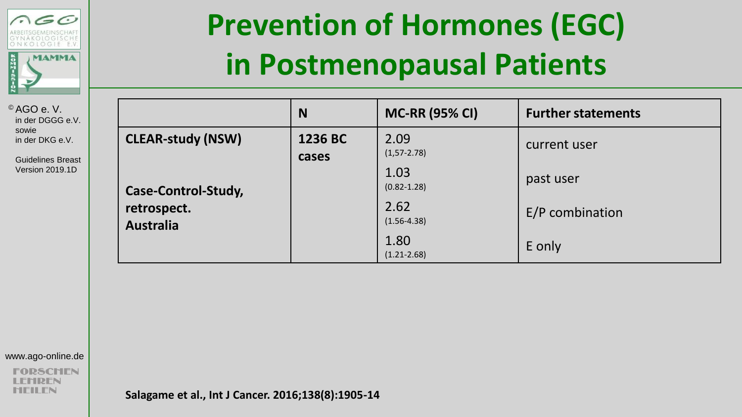# Prevention of Hormones (EGC) in Postmenopausal Patients

| | N | MC-RR (95% CI) | Further statements |
|---|---|---|---|
| **CLEAR-study (NSW)** **Case-Control-Study, retrospect. Australia** | **1236 BC cases** | 2.09 (1,57-2.78) | current user |
| | | 1.03 (0.82-1.28) | past user |
| | | 2.62 (1.56-4.38) | E/P combination |
| | | 1.80 (1.21-2.68) | E only |

**Salagame et al., Int J Cancer. 2016;138(8):1905-14**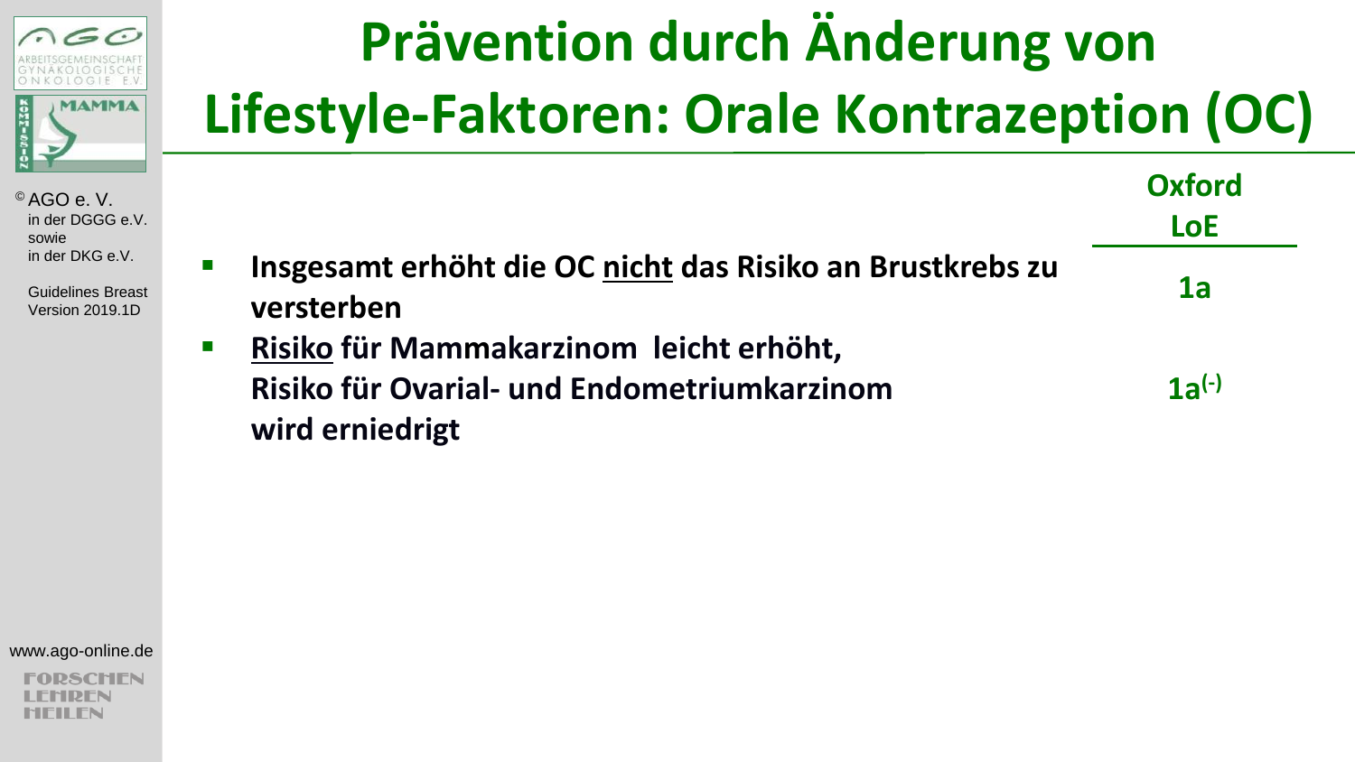# Prävention durch Änderung von Lifestyle-Faktoren: Orale Kontrazeption (OC)

© AGO e. V.
in der DGGG e.V.
sowie
in der DKG e.V.

Guidelines Breast
Version 2019.1D

| | Oxford LoE |
|---|---|
| ▪ **Insgesamt erhöht die OC nicht das Risiko an Brustkrebs zu versterben** | **1a** |
| ▪ **Risiko für Mammakarzinom leicht erhöht, Risiko für Ovarial- und Endometriumkarzinom wird erniedrigt** | **$1a^{(-)}$** |

www.ago-online.de

FORSCHEN
LEHREN
HEILEN